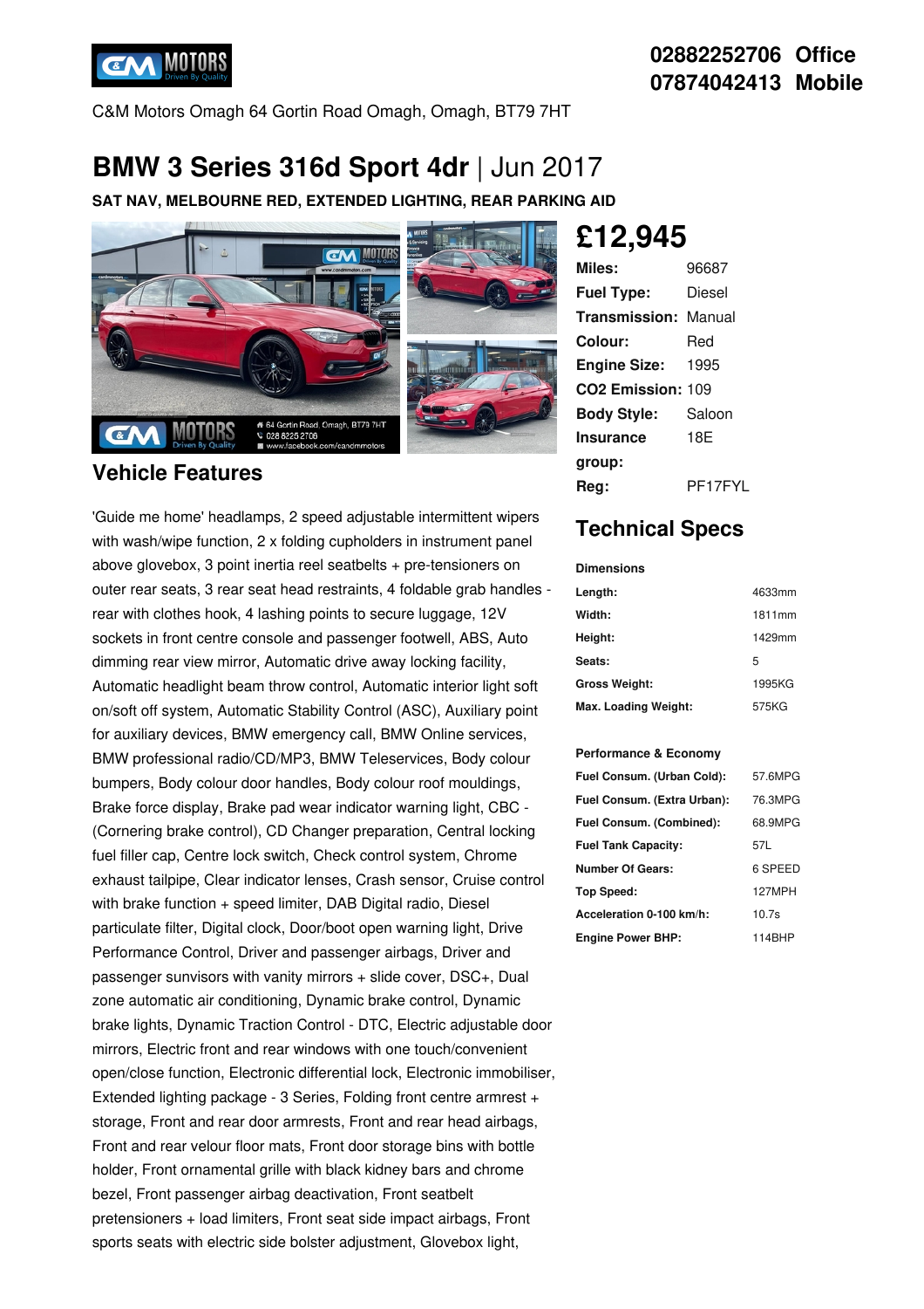02882252706 Office
07874042413 Mobile

C&M Motors Omagh 64 Gortin Road Omagh, Omagh, BT79 7HT

# BMW 3 Series 316d Sport 4dr | Jun 2017

**SAT NAV, MELBOURNE RED, EXTENDED LIGHTING, REAR PARKING AID**

## £12,945

| | |
|---|---|
| **Miles:** | 96687 |
| **Fuel Type:** | Diesel |
| **Transmission:** | Manual |
| **Colour:** | Red |
| **Engine Size:** | 1995 |
| **CO2 Emission:** | 109 |
| **Body Style:** | Saloon |
| **Insurance group:** | 18E |
| **Reg:** | PF17FYL |

## Vehicle Features

'Guide me home' headlamps, 2 speed adjustable intermittent wipers with wash/wipe function, 2 x folding cupholders in instrument panel above glovebox, 3 point inertia reel seatbelts + pre-tensioners on outer rear seats, 3 rear seat head restraints, 4 foldable grab handles - rear with clothes hook, 4 lashing points to secure luggage, 12V sockets in front centre console and passenger footwell, ABS, Auto dimming rear view mirror, Automatic drive away locking facility, Automatic headlight beam throw control, Automatic interior light soft on/soft off system, Automatic Stability Control (ASC), Auxiliary point for auxiliary devices, BMW emergency call, BMW Online services, BMW professional radio/CD/MP3, BMW Teleservices, Body colour bumpers, Body colour door handles, Body colour roof mouldings, Brake force display, Brake pad wear indicator warning light, CBC - (Cornering brake control), CD Changer preparation, Central locking fuel filler cap, Centre lock switch, Check control system, Chrome exhaust tailpipe, Clear indicator lenses, Crash sensor, Cruise control with brake function + speed limiter, DAB Digital radio, Diesel particulate filter, Digital clock, Door/boot open warning light, Drive Performance Control, Driver and passenger airbags, Driver and passenger sunvisors with vanity mirrors + slide cover, DSC+, Dual zone automatic air conditioning, Dynamic brake control, Dynamic brake lights, Dynamic Traction Control - DTC, Electric adjustable door mirrors, Electric front and rear windows with one touch/convenient open/close function, Electronic differential lock, Electronic immobiliser, Extended lighting package - 3 Series, Folding front centre armrest + storage, Front and rear door armrests, Front and rear head airbags, Front and rear velour floor mats, Front door storage bins with bottle holder, Front ornamental grille with black kidney bars and chrome bezel, Front passenger airbag deactivation, Front seatbelt pretensioners + load limiters, Front seat side impact airbags, Front sports seats with electric side bolster adjustment, Glovebox light,

## Technical Specs

**Dimensions**

| | |
|---|---|
| **Length:** | 4633mm |
| **Width:** | 1811mm |
| **Height:** | 1429mm |
| **Seats:** | 5 |
| **Gross Weight:** | 1995KG |
| **Max. Loading Weight:** | 575KG |

**Performance & Economy**

| | |
|---|---|
| **Fuel Consum. (Urban Cold):** | 57.6MPG |
| **Fuel Consum. (Extra Urban):** | 76.3MPG |
| **Fuel Consum. (Combined):** | 68.9MPG |
| **Fuel Tank Capacity:** | 57L |
| **Number Of Gears:** | 6 SPEED |
| **Top Speed:** | 127MPH |
| **Acceleration 0-100 km/h:** | 10.7s |
| **Engine Power BHP:** | 114BHP |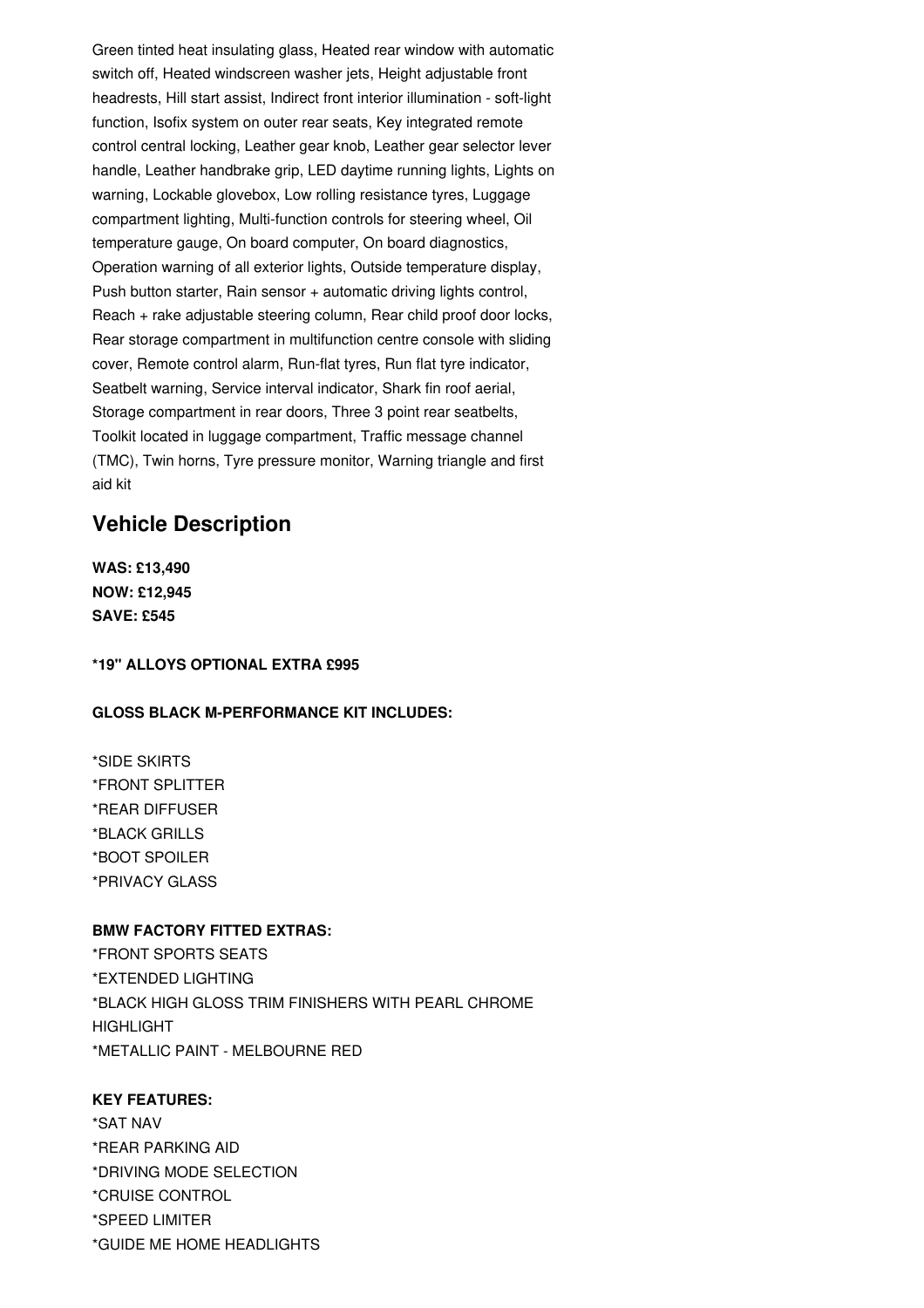Green tinted heat insulating glass, Heated rear window with automatic switch off, Heated windscreen washer jets, Height adjustable front headrests, Hill start assist, Indirect front interior illumination - soft-light function, Isofix system on outer rear seats, Key integrated remote control central locking, Leather gear knob, Leather gear selector lever handle, Leather handbrake grip, LED daytime running lights, Lights on warning, Lockable glovebox, Low rolling resistance tyres, Luggage compartment lighting, Multi-function controls for steering wheel, Oil temperature gauge, On board computer, On board diagnostics, Operation warning of all exterior lights, Outside temperature display, Push button starter, Rain sensor + automatic driving lights control, Reach + rake adjustable steering column, Rear child proof door locks, Rear storage compartment in multifunction centre console with sliding cover, Remote control alarm, Run-flat tyres, Run flat tyre indicator, Seatbelt warning, Service interval indicator, Shark fin roof aerial, Storage compartment in rear doors, Three 3 point rear seatbelts, Toolkit located in luggage compartment, Traffic message channel (TMC), Twin horns, Tyre pressure monitor, Warning triangle and first aid kit

## Vehicle Description

**WAS: £13,490**
**NOW: £12,945**
**SAVE: £545**

**\*19" ALLOYS OPTIONAL EXTRA £995**

**GLOSS BLACK M-PERFORMANCE KIT INCLUDES:**

*SIDE SKIRTS
*FRONT SPLITTER
*REAR DIFFUSER
*BLACK GRILLS
*BOOT SPOILER
*PRIVACY GLASS

**BMW FACTORY FITTED EXTRAS:**
*FRONT SPORTS SEATS
*EXTENDED LIGHTING
*BLACK HIGH GLOSS TRIM FINISHERS WITH PEARL CHROME HIGHLIGHT
*METALLIC PAINT - MELBOURNE RED

**KEY FEATURES:**
*SAT NAV
*REAR PARKING AID
*DRIVING MODE SELECTION
*CRUISE CONTROL
*SPEED LIMITER
*GUIDE ME HOME HEADLIGHTS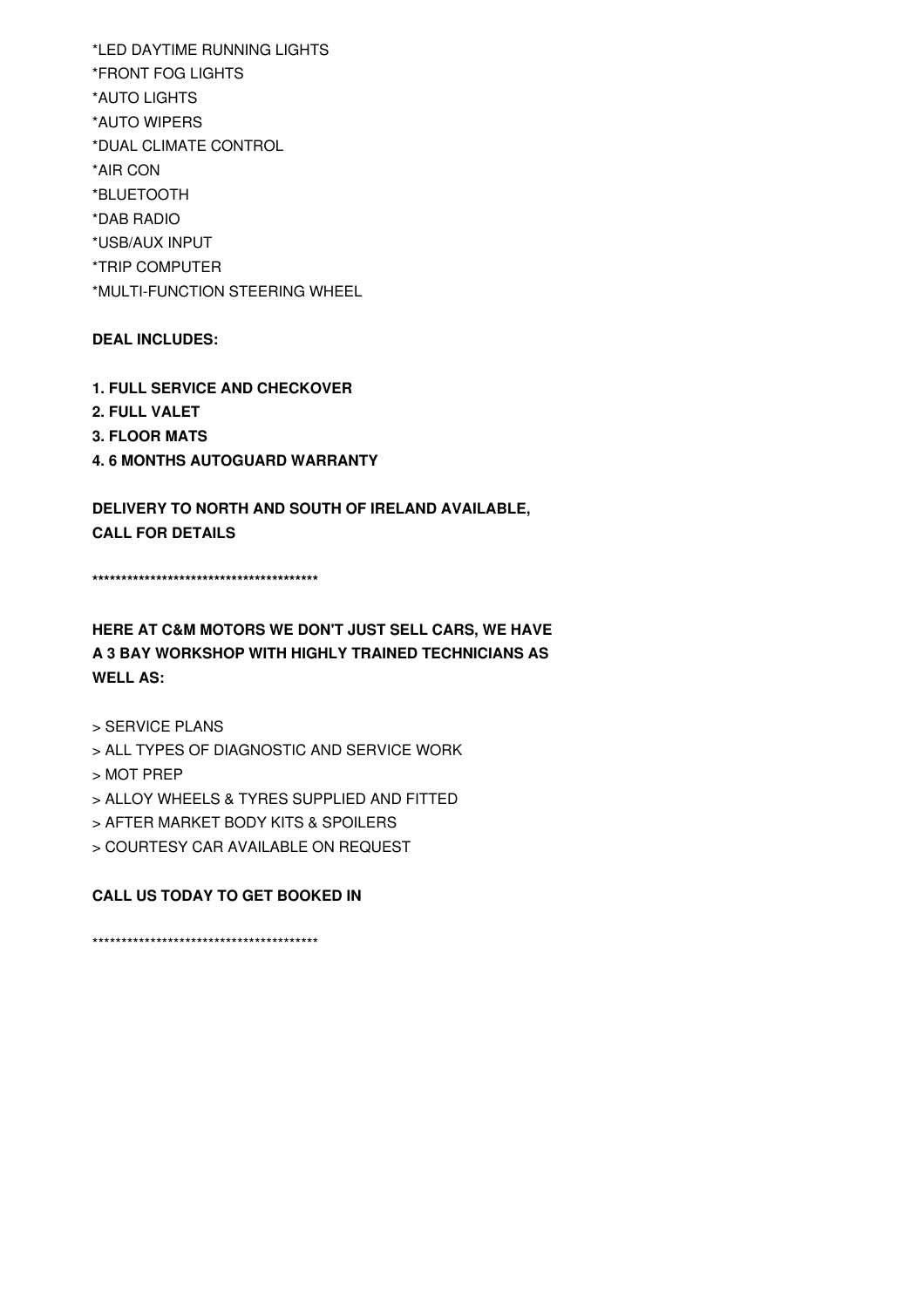*LED DAYTIME RUNNING LIGHTS
*FRONT FOG LIGHTS
*AUTO LIGHTS
*AUTO WIPERS
*DUAL CLIMATE CONTROL
*AIR CON
*BLUETOOTH
*DAB RADIO
*USB/AUX INPUT
*TRIP COMPUTER
*MULTI-FUNCTION STEERING WHEEL

**DEAL INCLUDES:**

**1. FULL SERVICE AND CHECKOVER**
**2. FULL VALET**
**3. FLOOR MATS**
**4. 6 MONTHS AUTOGUARD WARRANTY**

**DELIVERY TO NORTH AND SOUTH OF IRELAND AVAILABLE, CALL FOR DETAILS**

***************************************

**HERE AT C&M MOTORS WE DON'T JUST SELL CARS, WE HAVE A 3 BAY WORKSHOP WITH HIGHLY TRAINED TECHNICIANS AS WELL AS:**

> SERVICE PLANS
> ALL TYPES OF DIAGNOSTIC AND SERVICE WORK
> MOT PREP
> ALLOY WHEELS & TYRES SUPPLIED AND FITTED
> AFTER MARKET BODY KITS & SPOILERS
> COURTESY CAR AVAILABLE ON REQUEST

**CALL US TODAY TO GET BOOKED IN**

***************************************